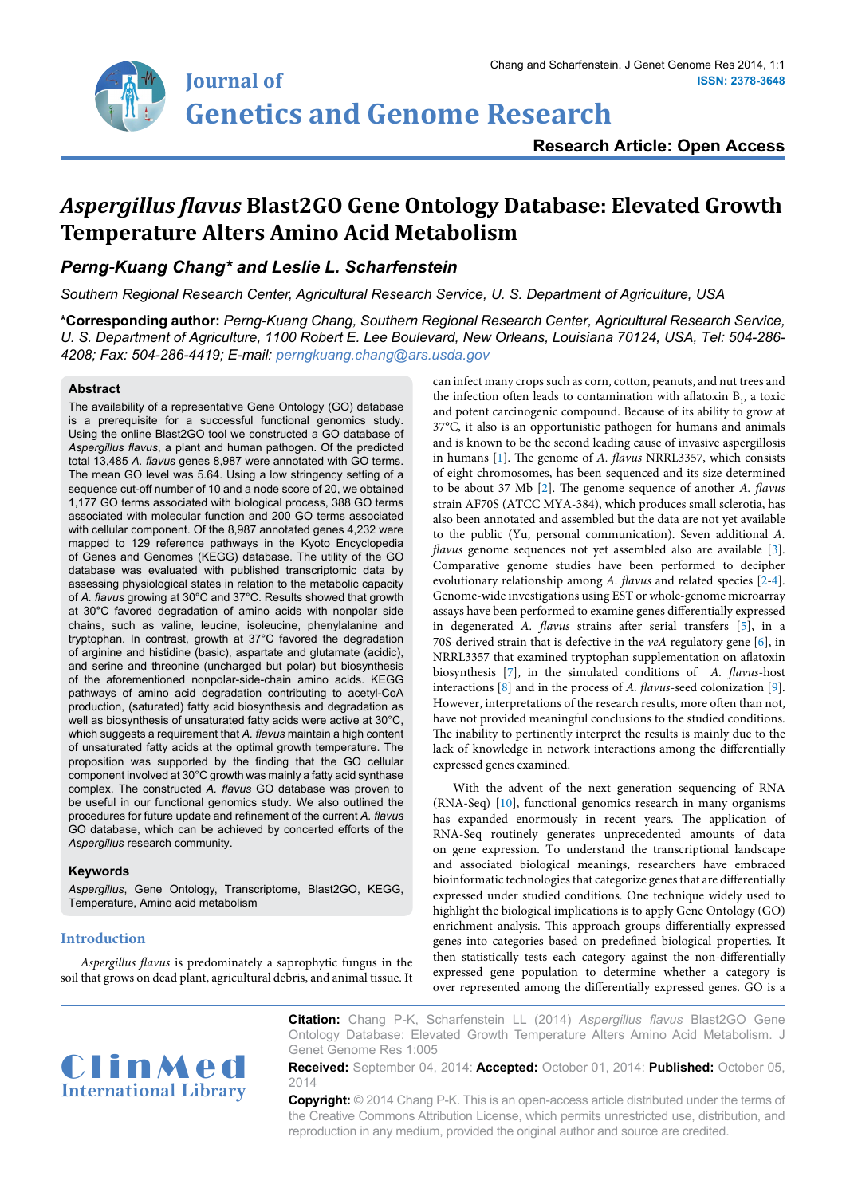Research Article: Open Access

# *Aspergillus flavus* Blast2GO Gene Ontology Database: Elevated Growth Temperature Alters Amino Acid Metabolism

***Perng-Kuang Chang\* and Leslie L. Scharfenstein***

*Southern Regional Research Center, Agricultural Research Service, U. S. Department of Agriculture, USA*

**\*Corresponding author:** *Perng-Kuang Chang, Southern Regional Research Center, Agricultural Research Service, U. S. Department of Agriculture, 1100 Robert E. Lee Boulevard, New Orleans, Louisiana 70124, USA, Tel: 504-286-4208; Fax: 504-286-4419; E-mail: perngkuang.chang@ars.usda.gov*

## Abstract

The availability of a representative Gene Ontology (GO) database is a prerequisite for a successful functional genomics study. Using the online Blast2GO tool we constructed a GO database of *Aspergillus flavus*, a plant and human pathogen. Of the predicted total 13,485 *A. flavus* genes 8,987 were annotated with GO terms. The mean GO level was 5.64. Using a low stringency setting of a sequence cut-off number of 10 and a node score of 20, we obtained 1,177 GO terms associated with biological process, 388 GO terms associated with molecular function and 200 GO terms associated with cellular component. Of the 8,987 annotated genes 4,232 were mapped to 129 reference pathways in the Kyoto Encyclopedia of Genes and Genomes (KEGG) database. The utility of the GO database was evaluated with published transcriptomic data by assessing physiological states in relation to the metabolic capacity of *A. flavus* growing at 30°C and 37°C. Results showed that growth at 30°C favored degradation of amino acids with nonpolar side chains, such as valine, leucine, isoleucine, phenylalanine and tryptophan. In contrast, growth at 37°C favored the degradation of arginine and histidine (basic), aspartate and glutamate (acidic), and serine and threonine (uncharged but polar) but biosynthesis of the aforementioned nonpolar-side-chain amino acids. KEGG pathways of amino acid degradation contributing to acetyl-CoA production, (saturated) fatty acid biosynthesis and degradation as well as biosynthesis of unsaturated fatty acids were active at 30°C, which suggests a requirement that *A. flavus* maintain a high content of unsaturated fatty acids at the optimal growth temperature. The proposition was supported by the finding that the GO cellular component involved at 30°C growth was mainly a fatty acid synthase complex. The constructed *A. flavus* GO database was proven to be useful in our functional genomics study. We also outlined the procedures for future update and refinement of the current *A. flavus* GO database, which can be achieved by concerted efforts of the *Aspergillus* research community.

### Keywords

*Aspergillus*, Gene Ontology, Transcriptome, Blast2GO, KEGG, Temperature, Amino acid metabolism

## Introduction

*Aspergillus flavus* is predominately a saprophytic fungus in the soil that grows on dead plant, agricultural debris, and animal tissue. It can infect many crops such as corn, cotton, peanuts, and nut trees and the infection often leads to contamination with aflatoxin $B_1$, a toxic and potent carcinogenic compound. Because of its ability to grow at 37°C, it also is an opportunistic pathogen for humans and animals and is known to be the second leading cause of invasive aspergillosis in humans [1]. The genome of *A. flavus* NRRL3357, which consists of eight chromosomes, has been sequenced and its size determined to be about 37 Mb [2]. The genome sequence of another *A. flavus* strain AF70S (ATCC MYA-384), which produces small sclerotia, has also been annotated and assembled but the data are not yet available to the public (Yu, personal communication). Seven additional *A. flavus* genome sequences not yet assembled also are available [3]. Comparative genome studies have been performed to decipher evolutionary relationship among *A. flavus* and related species [2-4]. Genome-wide investigations using EST or whole-genome microarray assays have been performed to examine genes differentially expressed in degenerated *A. flavus* strains after serial transfers [5], in a 70S-derived strain that is defective in the *veA* regulatory gene [6], in NRRL3357 that examined tryptophan supplementation on aflatoxin biosynthesis [7], in the simulated conditions of *A. flavus*-host interactions [8] and in the process of *A. flavus*-seed colonization [9]. However, interpretations of the research results, more often than not, have not provided meaningful conclusions to the studied conditions. The inability to pertinently interpret the results is mainly due to the lack of knowledge in network interactions among the differentially expressed genes examined.

With the advent of the next generation sequencing of RNA (RNA-Seq) [10], functional genomics research in many organisms has expanded enormously in recent years. The application of RNA-Seq routinely generates unprecedented amounts of data on gene expression. To understand the transcriptional landscape and associated biological meanings, researchers have embraced bioinformatic technologies that categorize genes that are differentially expressed under studied conditions. One technique widely used to highlight the biological implications is to apply Gene Ontology (GO) enrichment analysis. This approach groups differentially expressed genes into categories based on predefined biological properties. It then statistically tests each category against the non-differentially expressed gene population to determine whether a category is over represented among the differentially expressed genes. GO is a

**Citation:** Chang P-K, Scharfenstein LL (2014) *Aspergillus flavus* Blast2GO Gene Ontology Database: Elevated Growth Temperature Alters Amino Acid Metabolism. J Genet Genome Res 1:005

**Received:** September 04, 2014: **Accepted:** October 01, 2014: **Published:** October 05, 2014

**Copyright:** © 2014 Chang P-K. This is an open-access article distributed under the terms of the Creative Commons Attribution License, which permits unrestricted use, distribution, and reproduction in any medium, provided the original author and source are credited.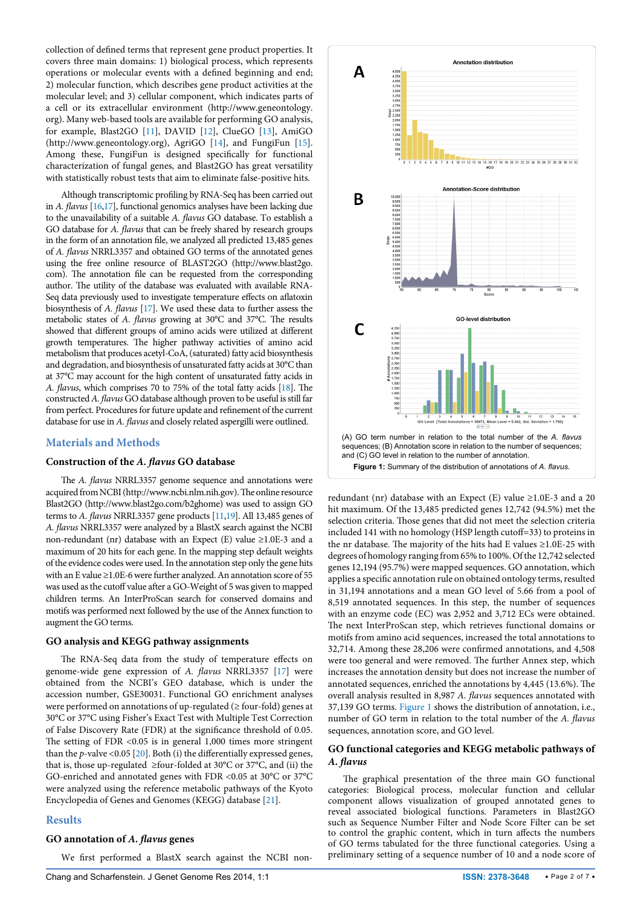collection of defined terms that represent gene product properties. It covers three main domains: 1) biological process, which represents operations or molecular events with a defined beginning and end; 2) molecular function, which describes gene product activities at the molecular level; and 3) cellular component, which indicates parts of a cell or its extracellular environment (http://www.geneontology.org). Many web-based tools are available for performing GO analysis, for example, Blast2GO [11], DAVID [12], ClueGO [13], AmiGO (http://www.geneontology.org), AgriGO [14], and FungiFun [15]. Among these, FungiFun is designed specifically for functional characterization of fungal genes, and Blast2GO has great versatility with statistically robust tests that aim to eliminate false-positive hits.

Although transcriptomic profiling by RNA-Seq has been carried out in *A. flavus* [16,17], functional genomics analyses have been lacking due to the unavailability of a suitable *A. flavus* GO database. To establish a GO database for *A. flavus* that can be freely shared by research groups in the form of an annotation file, we analyzed all predicted 13,485 genes of *A. flavus* NRRL3357 and obtained GO terms of the annotated genes using the free online resource of BLAST2GO (http://www.blast2go.com). The annotation file can be requested from the corresponding author. The utility of the database was evaluated with available RNA-Seq data previously used to investigate temperature effects on aflatoxin biosynthesis of *A. flavus* [17]. We used these data to further assess the metabolic states of *A. flavus* growing at 30°C and 37°C. The results showed that different groups of amino acids were utilized at different growth temperatures. The higher pathway activities of amino acid metabolism that produces acetyl-CoA, (saturated) fatty acid biosynthesis and degradation, and biosynthesis of unsaturated fatty acids at 30°C than at 37°C may account for the high content of unsaturated fatty acids in *A. flavus*, which comprises 70 to 75% of the total fatty acids [18]. The constructed *A. flavus* GO database although proven to be useful is still far from perfect. Procedures for future update and refinement of the current database for use in *A. flavus* and closely related aspergilli were outlined.

## Materials and Methods

### Construction of the *A. flavus* GO database

The *A. flavus* NRRL3357 genome sequence and annotations were acquired from NCBI (http://www.ncbi.nlm.nih.gov). The online resource Blast2GO (http://www.blast2go.com/b2ghome) was used to assign GO terms to *A. flavus* NRRL3357 gene products [11,19]. All 13,485 genes of *A. flavus* NRRL3357 were analyzed by a BlastX search against the NCBI non-redundant (nr) database with an Expect (E) value ≥1.0E-3 and a maximum of 20 hits for each gene. In the mapping step default weights of the evidence codes were used. In the annotation step only the gene hits with an E value ≥1.0E-6 were further analyzed. An annotation score of 55 was used as the cutoff value after a GO-Weight of 5 was given to mapped children terms. An InterProScan search for conserved domains and motifs was performed next followed by the use of the Annex function to augment the GO terms.

### GO analysis and KEGG pathway assignments

The RNA-Seq data from the study of temperature effects on genome-wide gene expression of *A. flavus* NRRL3357 [17] were obtained from the NCBI's GEO database, which is under the accession number, GSE30031. Functional GO enrichment analyses were performed on annotations of up-regulated (≥ four-fold) genes at 30°C or 37°C using Fisher's Exact Test with Multiple Test Correction of False Discovery Rate (FDR) at the significance threshold of 0.05. The setting of FDR <0.05 is in general 1,000 times more stringent than the *p*-valve <0.05 [20]. Both (i) the differentially expressed genes, that is, those up-regulated ≥four-folded at 30°C or 37°C, and (ii) the GO-enriched and annotated genes with FDR <0.05 at 30°C or 37°C were analyzed using the reference metabolic pathways of the Kyoto Encyclopedia of Genes and Genomes (KEGG) database [21].

## Results

### GO annotation of *A. flavus* genes

We first performed a BlastX search against the NCBI non-redundant (nr) database with an Expect (E) value ≥1.0E-3 and a 20 hit maximum. Of the 13,485 predicted genes 12,742 (94.5%) met the selection criteria. Those genes that did not meet the selection criteria included 141 with no homology (HSP length cutoff=33) to proteins in the nr database. The majority of the hits had E values ≥1.0E-25 with degrees of homology ranging from 65% to 100%. Of the 12,742 selected genes 12,194 (95.7%) were mapped sequences. GO annotation, which applies a specific annotation rule on obtained ontology terms, resulted in 31,194 annotations and a mean GO level of 5.66 from a pool of 8,519 annotated sequences. In this step, the number of sequences with an enzyme code (EC) was 2,952 and 3,712 ECs were obtained. The next InterProScan step, which retrieves functional domains or motifs from amino acid sequences, increased the total annotations to 32,714. Among these 28,206 were confirmed annotations, and 4,508 were too general and were removed. The further Annex step, which increases the annotation density but does not increase the number of annotated sequences, enriched the annotations by 4,445 (13.6%). The overall analysis resulted in 8,987 *A. flavus* sequences annotated with 37,139 GO terms. Figure 1 shows the distribution of annotation, i.e., number of GO term in relation to the total number of the *A. flavus* sequences, annotation score, and GO level.

(A) GO term number in relation to the total number of the *A. flavus* sequences; (B) Annotation score in relation to the number of sequences; and (C) GO level in relation to the number of annotation.

**Figure 1:** Summary of the distribution of annotations of *A. flavus*.

### GO functional categories and KEGG metabolic pathways of *A. flavus*

The graphical presentation of the three main GO functional categories: Biological process, molecular function and cellular component allows visualization of grouped annotated genes to reveal associated biological functions. Parameters in Blast2GO such as Sequence Number Filter and Node Score Filter can be set to control the graphic content, which in turn affects the numbers of GO terms tabulated for the three functional categories. Using a preliminary setting of a sequence number of 10 and a node score of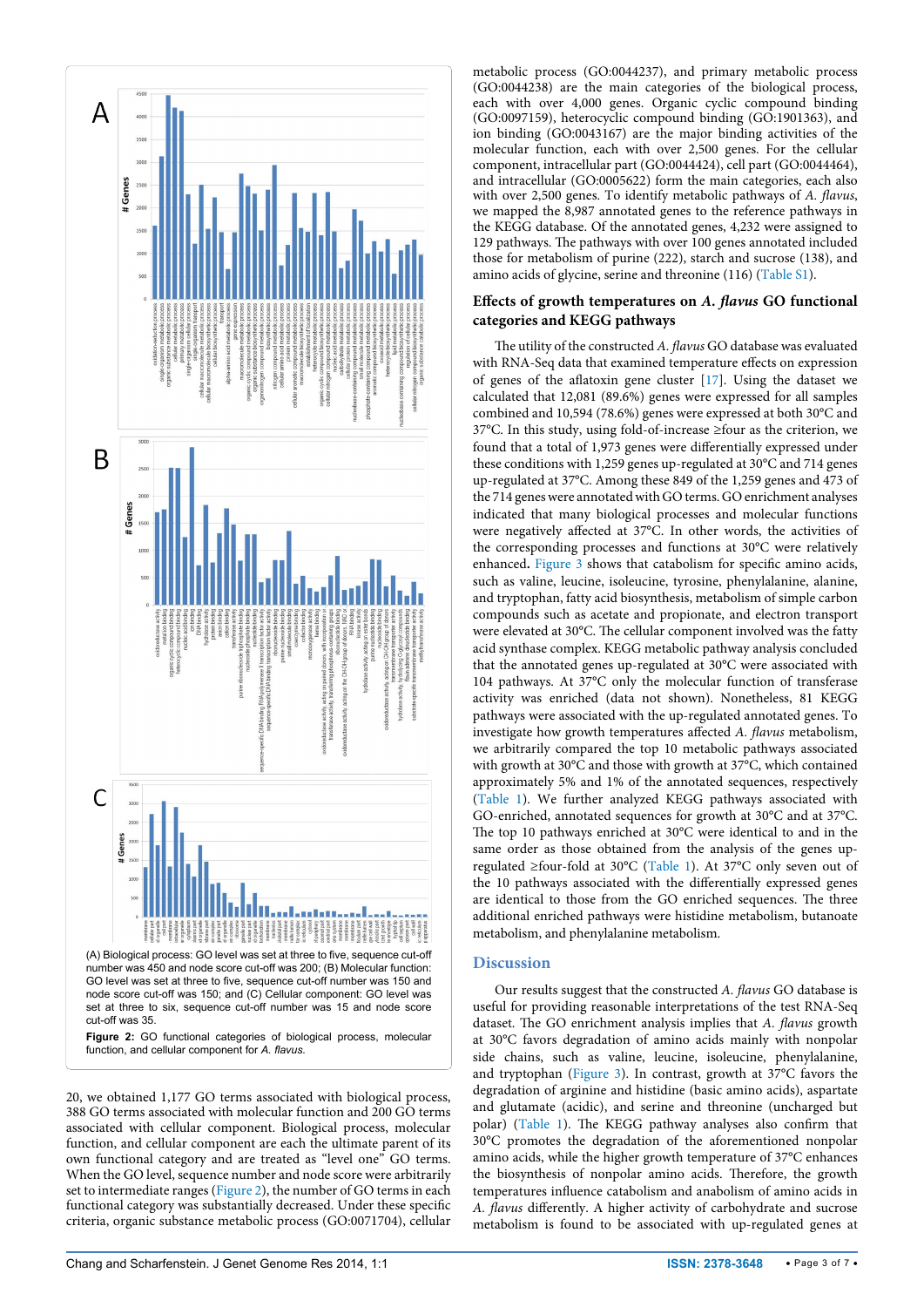(A) Biological process: GO level was set at three to five, sequence cut-off number was 450 and node score cut-off was 200; (B) Molecular function: GO level was set at three to five, sequence cut-off number was 150 and node score cut-off was 150; and (C) Cellular component: GO level was set at three to six, sequence cut-off number was 15 and node score cut-off was 35.

**Figure 2:** GO functional categories of biological process, molecular function, and cellular component for *A. flavus*.

20, we obtained 1,177 GO terms associated with biological process, 388 GO terms associated with molecular function and 200 GO terms associated with cellular component. Biological process, molecular function, and cellular component are each the ultimate parent of its own functional category and are treated as "level one" GO terms. When the GO level, sequence number and node score were arbitrarily set to intermediate ranges (Figure 2), the number of GO terms in each functional category was substantially decreased. Under these specific criteria, organic substance metabolic process (GO:0071704), cellular metabolic process (GO:0044237), and primary metabolic process (GO:0044238) are the main categories of the biological process, each with over 4,000 genes. Organic cyclic compound binding (GO:0097159), heterocyclic compound binding (GO:1901363), and ion binding (GO:0043167) are the major binding activities of the molecular function, each with over 2,500 genes. For the cellular component, intracellular part (GO:0044424), cell part (GO:0044464), and intracellular (GO:0005622) form the main categories, each also with over 2,500 genes. To identify metabolic pathways of *A. flavus*, we mapped the 8,987 annotated genes to the reference pathways in the KEGG database. Of the annotated genes, 4,232 were assigned to 129 pathways. The pathways with over 100 genes annotated included those for metabolism of purine (222), starch and sucrose (138), and amino acids of glycine, serine and threonine (116) (Table S1).

## Effects of growth temperatures on *A. flavus* GO functional categories and KEGG pathways

The utility of the constructed *A. flavus* GO database was evaluated with RNA-Seq data that examined temperature effects on expression of genes of the aflatoxin gene cluster [17]. Using the dataset we calculated that 12,081 (89.6%) genes were expressed for all samples combined and 10,594 (78.6%) genes were expressed at both 30°C and 37°C. In this study, using fold-of-increase ≥four as the criterion, we found that a total of 1,973 genes were differentially expressed under these conditions with 1,259 genes up-regulated at 30°C and 714 genes up-regulated at 37°C. Among these 849 of the 1,259 genes and 473 of the 714 genes were annotated with GO terms. GO enrichment analyses indicated that many biological processes and molecular functions were negatively affected at 37°C. In other words, the activities of the corresponding processes and functions at 30°C were relatively enhanced. Figure 3 shows that catabolism for specific amino acids, such as valine, leucine, isoleucine, tyrosine, phenylalanine, alanine, and tryptophan, fatty acid biosynthesis, metabolism of simple carbon compounds such as acetate and propionate, and electron transport were elevated at 30°C. The cellular component involved was the fatty acid synthase complex. KEGG metabolic pathway analysis concluded that the annotated genes up-regulated at 30°C were associated with 104 pathways. At 37°C only the molecular function of transferase activity was enriched (data not shown). Nonetheless, 81 KEGG pathways were associated with the up-regulated annotated genes. To investigate how growth temperatures affected *A. flavus* metabolism, we arbitrarily compared the top 10 metabolic pathways associated with growth at 30°C and those with growth at 37°C, which contained approximately 5% and 1% of the annotated sequences, respectively (Table 1). We further analyzed KEGG pathways associated with GO-enriched, annotated sequences for growth at 30°C and at 37°C. The top 10 pathways enriched at 30°C were identical to and in the same order as those obtained from the analysis of the genes up-regulated ≥four-fold at 30°C (Table 1). At 37°C only seven out of the 10 pathways associated with the differentially expressed genes are identical to those from the GO enriched sequences. The three additional enriched pathways were histidine metabolism, butanoate metabolism, and phenylalanine metabolism.

## Discussion

Our results suggest that the constructed *A. flavus* GO database is useful for providing reasonable interpretations of the test RNA-Seq dataset. The GO enrichment analysis implies that *A. flavus* growth at 30°C favors degradation of amino acids mainly with nonpolar side chains, such as valine, leucine, isoleucine, phenylalanine, and tryptophan (Figure 3). In contrast, growth at 37°C favors the degradation of arginine and histidine (basic amino acids), aspartate and glutamate (acidic), and serine and threonine (uncharged but polar) (Table 1). The KEGG pathway analyses also confirm that 30°C promotes the degradation of the aforementioned nonpolar amino acids, while the higher growth temperature of 37°C enhances the biosynthesis of nonpolar amino acids. Therefore, the growth temperatures influence catabolism and anabolism of amino acids in *A. flavus* differently. A higher activity of carbohydrate and sucrose metabolism is found to be associated with up-regulated genes at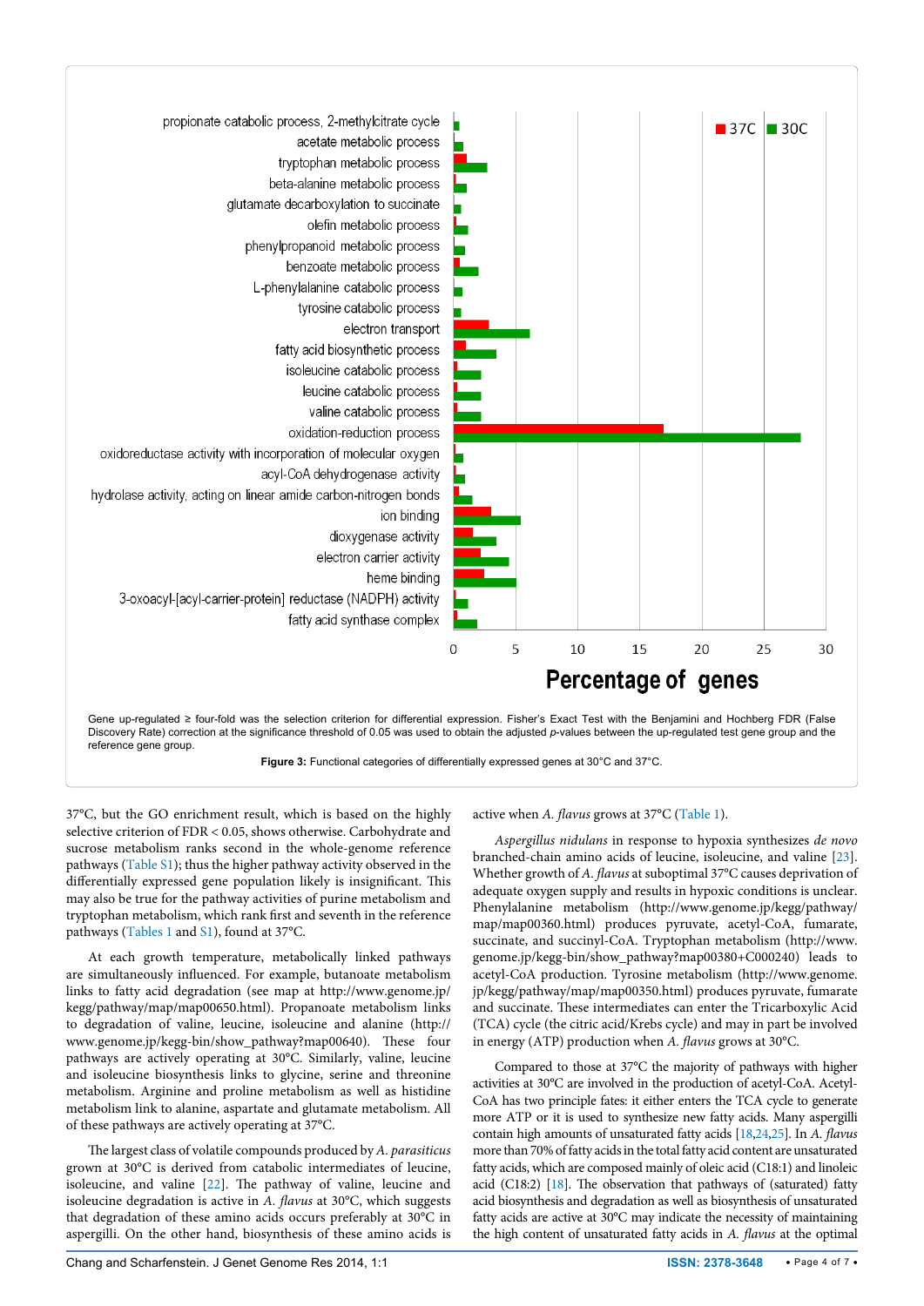Gene up-regulated ≥ four-fold was the selection criterion for differential expression. Fisher's Exact Test with the Benjamini and Hochberg FDR (False Discovery Rate) correction at the significance threshold of 0.05 was used to obtain the adjusted *p*-values between the up-regulated test gene group and the reference gene group.

**Figure 3:** Functional categories of differentially expressed genes at 30°C and 37°C.

37°C, but the GO enrichment result, which is based on the highly selective criterion of FDR < 0.05, shows otherwise. Carbohydrate and sucrose metabolism ranks second in the whole-genome reference pathways (Table S1); thus the higher pathway activity observed in the differentially expressed gene population likely is insignificant. This may also be true for the pathway activities of purine metabolism and tryptophan metabolism, which rank first and seventh in the reference pathways (Tables 1 and S1), found at 37°C.

At each growth temperature, metabolically linked pathways are simultaneously influenced. For example, butanoate metabolism links to fatty acid degradation (see map at http://www.genome.jp/kegg/pathway/map/map00650.html). Propanoate metabolism links to degradation of valine, leucine, isoleucine and alanine (http://www.genome.jp/kegg-bin/show_pathway?map00640). These four pathways are actively operating at 30°C. Similarly, valine, leucine and isoleucine biosynthesis links to glycine, serine and threonine metabolism. Arginine and proline metabolism as well as histidine metabolism link to alanine, aspartate and glutamate metabolism. All of these pathways are actively operating at 37°C.

The largest class of volatile compounds produced by *A. parasiticus* grown at 30°C is derived from catabolic intermediates of leucine, isoleucine, and valine [22]. The pathway of valine, leucine and isoleucine degradation is active in *A. flavus* at 30°C, which suggests that degradation of these amino acids occurs preferably at 30°C in aspergilli. On the other hand, biosynthesis of these amino acids is active when *A. flavus* grows at 37°C (Table 1).

*Aspergillus nidulans* in response to hypoxia synthesizes *de novo* branched-chain amino acids of leucine, isoleucine, and valine [23]. Whether growth of *A. flavus* at suboptimal 37°C causes deprivation of adequate oxygen supply and results in hypoxic conditions is unclear. Phenylalanine metabolism (http://www.genome.jp/kegg/pathway/map/map00360.html) produces pyruvate, acetyl-CoA, fumarate, succinate, and succinyl-CoA. Tryptophan metabolism (http://www.genome.jp/kegg-bin/show_pathway?map00380+C000240) leads to acetyl-CoA production. Tyrosine metabolism (http://www.genome.jp/kegg/pathway/map/map00350.html) produces pyruvate, fumarate and succinate. These intermediates can enter the Tricarboxylic Acid (TCA) cycle (the citric acid/Krebs cycle) and may in part be involved in energy (ATP) production when *A. flavus* grows at 30°C.

Compared to those at 37°C the majority of pathways with higher activities at 30°C are involved in the production of acetyl-CoA. Acetyl-CoA has two principle fates: it either enters the TCA cycle to generate more ATP or it is used to synthesize new fatty acids. Many aspergilli contain high amounts of unsaturated fatty acids [18,24,25]. In *A. flavus* more than 70% of fatty acids in the total fatty acid content are unsaturated fatty acids, which are composed mainly of oleic acid (C18:1) and linoleic acid (C18:2) [18]. The observation that pathways of (saturated) fatty acid biosynthesis and degradation as well as biosynthesis of unsaturated fatty acids are active at 30°C may indicate the necessity of maintaining the high content of unsaturated fatty acids in *A. flavus* at the optimal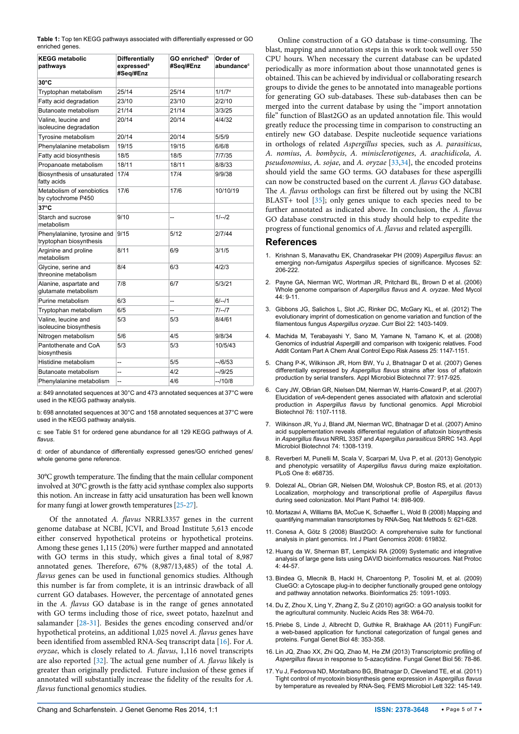**Table 1:** Top ten KEGG pathways associated with differentially expressed or GO enriched genes.

| KEGG metabolic pathways | Differentially expressed[a] #Seq/#Enz | GO enriched[b] #Seq/#Enz | Order of abundance[c] |
|---|---|---|---|
| **30°C** | | | |
| Tryptophan metabolism | 25/14 | 25/14 | 1/1/7[d] |
| Fatty acid degradation | 23/10 | 23/10 | 2/2/10 |
| Butanoate metabolism | 21/14 | 21/14 | 3/3/25 |
| Valine, leucine and isoleucine degradation | 20/14 | 20/14 | 4/4/32 |
| Tyrosine metabolism | 20/14 | 20/14 | 5/5/9 |
| Phenylalanine metabolism | 19/15 | 19/15 | 6/6/8 |
| Fatty acid biosynthesis | 18/5 | 18/5 | 7/7/35 |
| Propanoate metabolism | 18/11 | 18/11 | 8/8/33 |
| Biosynthesis of unsaturated fatty acids | 17/4 | 17/4 | 9/9/38 |
| Metabolism of xenobiotics by cytochrome P450 | 17/6 | 17/6 | 10/10/19 |
| **37°C** | | | |
| Starch and sucrose metabolism | 9/10 | -- | 1/--/2 |
| Phenylalanine, tyrosine and tryptophan biosynthesis | 9/15 | 5/12 | 2/7/44 |
| Arginine and proline metabolism | 8/11 | 6/9 | 3/1/5 |
| Glycine, serine and threonine metabolism | 8/4 | 6/3 | 4/2/3 |
| Alanine, aspartate and glutamate metabolism | 7/8 | 6/7 | 5/3/21 |
| Purine metabolism | 6/3 | -- | 6/--/1 |
| Tryptophan metabolism | 6/5 | -- | 7/--/7 |
| Valine, leucine and isoleucine biosynthesis | 5/3 | 5/3 | 8/4/61 |
| Nitrogen metabolism | 5/6 | 4/5 | 9/8/34 |
| Pantothenate and CoA biosynthesis | 5/3 | 5/3 | 10/5/43 |
| Histidine metabolism | -- | 5/5 | --/6/53 |
| Butanoate metabolism | -- | 4/2 | --/9/25 |
| Phenylalanine metabolism | -- | 4/6 | --/10/8 |

a: 849 annotated sequences at 30°C and 473 annotated sequences at 37°C were used in the KEGG pathway analysis.

b: 698 annotated sequences at 30°C and 158 annotated sequences at 37°C were used in the KEGG pathway analysis.

c: see Table S1 for ordered gene abundance for all 129 KEGG pathways of *A. flavus*.

d: order of abundance of differentially expressed genes/GO enriched genes/ whole genome gene reference.

30°C growth temperature. The finding that the main cellular component involved at 30°C growth is the fatty acid synthase complex also supports this notion. An increase in fatty acid unsaturation has been well known for many fungi at lower growth temperatures [25-27].

Of the annotated *A. flavus* NRRL3357 genes in the current genome database at NCBI, JCVI, and Broad Institute 5,613 encode either conserved hypothetical proteins or hypothetical proteins. Among these genes 1,115 (20%) were further mapped and annotated with GO terms in this study, which gives a final total of 8,987 annotated genes. Therefore, 67% (8,987/13,485) of the total *A. flavus* genes can be used in functional genomics studies. Although this number is far from complete, it is an intrinsic drawback of all current GO databases. However, the percentage of annotated genes in the *A. flavus* GO database is in the range of genes annotated with GO terms including those of rice, sweet potato, hazelnut and salamander [28-31]. Besides the genes encoding conserved and/or hypothetical proteins, an additional 1,025 novel *A. flavus* genes have been identified from assembled RNA-Seq transcript data [16]. For *A. oryzae*, which is closely related to *A. flavus*, 1,116 novel transcripts are also reported [32]. The actual gene number of *A. flavus* likely is greater than originally predicted. Future inclusion of these genes if annotated will substantially increase the fidelity of the results for *A. flavus* functional genomics studies.

Online construction of a GO database is time-consuming. The blast, mapping and annotation steps in this work took well over 550 CPU hours. When necessary the current database can be updated periodically as more information about those unannotated genes is obtained. This can be achieved by individual or collaborating research groups to divide the genes to be annotated into manageable portions for generating GO sub-databases. These sub-databases then can be merged into the current database by using the "import annotation file" function of Blast2GO as an updated annotation file. This would greatly reduce the processing time in comparison to constructing an entirely new GO database. Despite nucleotide sequence variations in orthologs of related *Aspergillus* species, such as *A. parasiticus*, *A. nomius*, *A. bombycis*, *A. minisclerotigenes*, *A. arachidicola*, *A. pseudonomius*, *A. sojae*, and *A. oryzae* [33,34], the encoded proteins should yield the same GO terms. GO databases for these aspergilli can now be constructed based on the current *A. flavus* GO database. The *A. flavus* orthologs can first be filtered out by using the NCBI BLAST+ tool [35]; only genes unique to each species need to be further annotated as indicated above. In conclusion, the *A. flavus* GO database constructed in this study should help to expedite the progress of functional genomics of *A. flavus* and related aspergilli.

## References

1. Krishnan S, Manavathu EK, Chandrasekar PH (2009) *Aspergillus flavus*: an emerging non-*fumigatus Aspergillus* species of significance. Mycoses 52: 206-222.
2. Payne GA, Nierman WC, Wortman JR, Pritchard BL, Brown D et al. (2006) Whole genome comparison of *Aspergillus flavus* and *A. oryzae*. Med Mycol 44: 9-11.
3. Gibbons JG, Salichos L, Slot JC, Rinker DC, McGary KL, et al. (2012) The evolutionary imprint of domestication on genome variation and function of the filamentous fungus *Aspergillus oryzae*. Curr Biol 22: 1403-1409.
4. Machida M, Terabayashi Y, Sano M, Yamane N, Tamano K, et al. (2008) Genomics of industrial *Aspergilli* and comparison with toxigenic relatives. Food Addit Contam Part A Chem Anal Control Expo Risk Assess 25: 1147-1151.
5. Chang P-K, Wilkinson JR, Horn BW, Yu J, Bhatnagar D et al. (2007) Genes differentially expressed by *Aspergillus flavus* strains after loss of aflatoxin production by serial transfers. Appl Microbiol Biotechnol 77: 917-925.
6. Cary JW, OBrian GR, Nielsen DM, Nierman W, Harris-Coward P, et al. (2007) Elucidation of *veA*-dependent genes associated with aflatoxin and sclerotial production in *Aspergillus flavus* by functional genomics. Appl Microbiol Biotechnol 76: 1107-1118.
7. Wilkinson JR, Yu J, Bland JM, Nierman WC, Bhatnagar D et al. (2007) Amino acid supplementation reveals differential regulation of aflatoxin biosynthesis in *Aspergillus flavus* NRRL 3357 and *Aspergillus parasiticus* SRRC 143. Appl Microbiol Biotechnol 74: 1308-1319.
8. Reverberi M, Punelli M, Scala V, Scarpari M, Uva P, et al. (2013) Genotypic and phenotypic versatility of *Aspergillus flavus* during maize exploitation. PLoS One 8: e68735.
9. Dolezal AL, Obrian GR, Nielsen DM, Woloshuk CP, Boston RS, et al. (2013) Localization, morphology and transcriptional profile of *Aspergillus flavus* during seed colonization. Mol Plant Pathol 14: 898-909.
10. Mortazavi A, Williams BA, McCue K, Schaeffer L, Wold B (2008) Mapping and quantifying mammalian transcriptomes by RNA-Seq. Nat Methods 5: 621-628.
11. Conesa A, Götz S (2008) Blast2GO: A comprehensive suite for functional analysis in plant genomics. Int J Plant Genomics 2008: 619832.
12. Huang da W, Sherman BT, Lempicki RA (2009) Systematic and integrative analysis of large gene lists using DAVID bioinformatics resources. Nat Protoc 4: 44-57.
13. Bindea G, Mlecnik B, Hackl H, Charoentong P, Tosolini M, et al. (2009) ClueGO: a Cytoscape plug-in to decipher functionally grouped gene ontology and pathway annotation networks. Bioinformatics 25: 1091-1093.
14. Du Z, Zhou X, Ling Y, Zhang Z, Su Z (2010) agriGO: a GO analysis toolkit for the agricultural community. Nucleic Acids Res 38: W64-70.
15. Priebe S, Linde J, Albrecht D, Guthke R, Brakhage AA (2011) FungiFun: a web-based application for functional categorization of fungal genes and proteins. Fungal Genet Biol 48: 353-358.
16. Lin JQ, Zhao XX, Zhi QQ, Zhao M, He ZM (2013) Transcriptomic profiling of *Aspergillus flavus* in response to 5-azacytidine. Fungal Genet Biol 56: 78-86.
17. Yu J, Fedorova ND, Montalbano BG, Bhatnagar D, Cleveland TE, et al. (2011) Tight control of mycotoxin biosynthesis gene expression in *Aspergillus flavus* by temperature as revealed by RNA-Seq. FEMS Microbiol Lett 322: 145-149.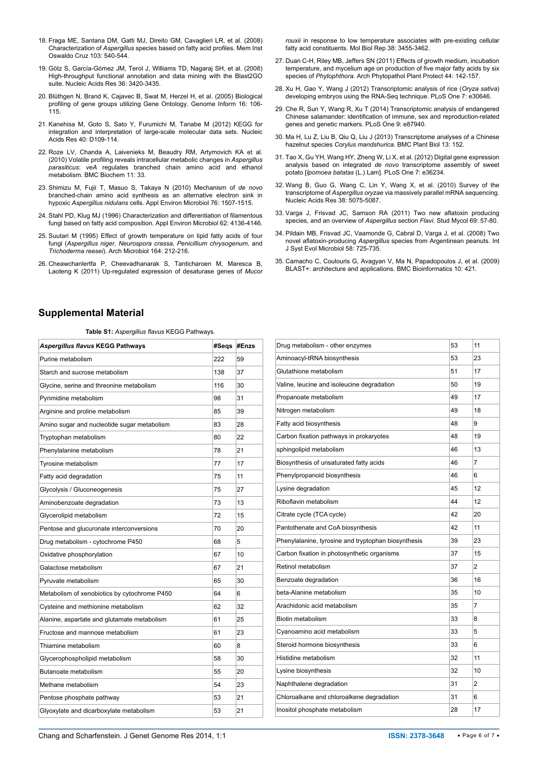18. Fraga ME, Santana DM, Gatti MJ, Direito GM, Cavaglieri LR, et al. (2008) Characterization of *Aspergillus* species based on fatty acid profiles. Mem Inst Oswaldo Cruz 103: 540-544.

19. Götz S, García-Gómez JM, Terol J, Williams TD, Nagaraj SH, et al. (2008) High-throughput functional annotation and data mining with the Blast2GO suite. Nucleic Acids Res 36: 3420-3435.

20. Blüthgen N, Brand K, Cajavec B, Swat M, Herzel H, et al. (2005) Biological profiling of gene groups utilizing Gene Ontology. Genome Inform 16: 106-115.

21. Kanehisa M, Goto S, Sato Y, Furumichi M, Tanabe M (2012) KEGG for integration and interpretation of large-scale molecular data sets. Nucleic Acids Res 40: D109-114.

22. Roze LV, Chanda A, Laivenieks M, Beaudry RM, Artymovich KA et al. (2010) Volatile profiling reveals intracellular metabolic changes in *Aspergillus parasiticus*: *veA* regulates branched chain amino acid and ethanol metabolism. BMC Biochem 11: 33.

23. Shimizu M, Fujii T, Masuo S, Takaya N (2010) Mechanism of *de novo* branched-chain amino acid synthesis as an alternative electron sink in hypoxic *Aspergillus nidulans* cells. Appl Environ Microbiol 76: 1507-1515.

24. Stahl PD, Klug MJ (1996) Characterization and differentiation of filamentous fungi based on fatty acid composition. Appl Environ Microbiol 62: 4136-4146.

25. Suutari M (1995) Effect of growth temperature on lipid fatty acids of four fungi (*Aspergillus niger, Neurospora crassa, Penicillium chrysogenum,* and *Trichoderma reesei*). Arch Microbiol 164: 212-216.

26. Cheawchanlertfa P, Cheevadhanarak S, Tanticharoen M, Maresca B, Laoteng K (2011) Up-regulated expression of desaturase genes of *Mucor rouxii* in response to low temperature associates with pre-existing cellular fatty acid constituents. Mol Biol Rep 38: 3455-3462.

27. Duan C-H, Riley MB, Jeffers SN (2011) Effects of growth medium, incubation temperature, and mycelium age on production of five major fatty acids by six species of *Phytophthora*. Arch Phytopathol Plant Protect 44: 142-157.

28. Xu H, Gao Y, Wang J (2012) Transcriptomic analysis of rice (*Oryza sativa*) developing embryos using the RNA-Seq technique. PLoS One 7: e30646.

29. Che R, Sun Y, Wang R, Xu T (2014) Transcriptomic analysis of endangered Chinese salamander: identification of immune, sex and reproduction-related genes and genetic markers. PLoS One 9: e87940.

30. Ma H, Lu Z, Liu B, Qiu Q, Liu J (2013) Transcriptome analyses of a Chinese hazelnut species *Corylus mandshurica*. BMC Plant Biol 13: 152.

31. Tao X, Gu YH, Wang HY, Zheng W, Li X, et al. (2012) Digital gene expression analysis based on integrated *de novo* transcriptome assembly of sweet potato [*Ipomoea batatas* (L.) Lam]. PLoS One 7: e36234.

32. Wang B, Guo G, Wang C, Lin Y, Wang X, et al. (2010) Survey of the transcriptome of *Aspergillus oryzae* via massively parallel mRNA sequencing. Nucleic Acids Res 38: 5075-5087.

33. Varga J, Frisvad JC, Samson RA (2011) Two new aflatoxin producing species, and an overview of *Aspergillus* section *Flavi*. Stud Mycol 69: 57-80.

34. Pildain MB, Frisvad JC, Vaamonde G, Cabral D, Varga J, et al. (2008) Two novel aflatoxin-producing *Aspergillus* species from Argentinean peanuts. Int J Syst Evol Microbiol 58: 725-735.

35. Camacho C, Coulouris G, Avagyan V, Ma N, Papadopoulos J, et al. (2009) BLAST+: architecture and applications. BMC Bioinformatics 10: 421.

## Supplemental Material

**Table S1:** *Aspergillus flavus* KEGG Pathways.

| *Aspergillus flavus* KEGG Pathways | #Seqs | #Enzs |
|---|---|---|
| Purine metabolism | 222 | 59 |
| Starch and sucrose metabolism | 138 | 37 |
| Glycine, serine and threonine metabolism | 116 | 30 |
| Pyrimidine metabolism | 98 | 31 |
| Arginine and proline metabolism | 85 | 39 |
| Amino sugar and nucleotide sugar metabolism | 83 | 28 |
| Tryptophan metabolism | 80 | 22 |
| Phenylalanine metabolism | 78 | 21 |
| Tyrosine metabolism | 77 | 17 |
| Fatty acid degradation | 75 | 11 |
| Glycolysis / Gluconeogenesis | 75 | 27 |
| Aminobenzoate degradation | 73 | 13 |
| Glycerolipid metabolism | 72 | 15 |
| Pentose and glucuronate interconversions | 70 | 20 |
| Drug metabolism - cytochrome P450 | 68 | 5 |
| Oxidative phosphorylation | 67 | 10 |
| Galactose metabolism | 67 | 21 |
| Pyruvate metabolism | 65 | 30 |
| Metabolism of xenobiotics by cytochrome P450 | 64 | 6 |
| Cysteine and methionine metabolism | 62 | 32 |
| Alanine, aspartate and glutamate metabolism | 61 | 25 |
| Fructose and mannose metabolism | 61 | 23 |
| Thiamine metabolism | 60 | 8 |
| Glycerophospholipid metabolism | 58 | 30 |
| Butanoate metabolism | 55 | 20 |
| Methane metabolism | 54 | 23 |
| Pentose phosphate pathway | 53 | 21 |
| Glyoxylate and dicarboxylate metabolism | 53 | 21 |
| Drug metabolism - other enzymes | 53 | 11 |
| Aminoacyl-tRNA biosynthesis | 53 | 23 |
| Glutathione metabolism | 51 | 17 |
| Valine, leucine and isoleucine degradation | 50 | 19 |
| Propanoate metabolism | 49 | 17 |
| Nitrogen metabolism | 49 | 18 |
| Fatty acid biosynthesis | 48 | 9 |
| Carbon fixation pathways in prokaryotes | 48 | 19 |
| sphingolipid metabolism | 46 | 13 |
| Biosynthesis of unsaturated fatty acids | 46 | 7 |
| Phenylpropanoid biosynthesis | 46 | 6 |
| Lysine degradation | 45 | 12 |
| Riboflavin metabolism | 44 | 12 |
| Citrate cycle (TCA cycle) | 42 | 20 |
| Pantothenate and CoA biosynthesis | 42 | 11 |
| Phenylalanine, tyrosine and tryptophan biosynthesis | 39 | 23 |
| Carbon fixation in photosynthetic organisms | 37 | 15 |
| Retinol metabolism | 37 | 2 |
| Benzoate degradation | 36 | 16 |
| beta-Alanine metabolism | 35 | 10 |
| Arachidonic acid metabolism | 35 | 7 |
| Biotin metabolism | 33 | 8 |
| Cyanoamino acid metabolism | 33 | 5 |
| Steroid hormone biosynthesis | 33 | 6 |
| Histidine metabolism | 32 | 11 |
| Lysine biosynthesis | 32 | 10 |
| Naphthalene degradation | 31 | 2 |
| Chloroalkane and chloroalkene degradation | 31 | 6 |
| Inositol phosphate metabolism | 28 | 17 |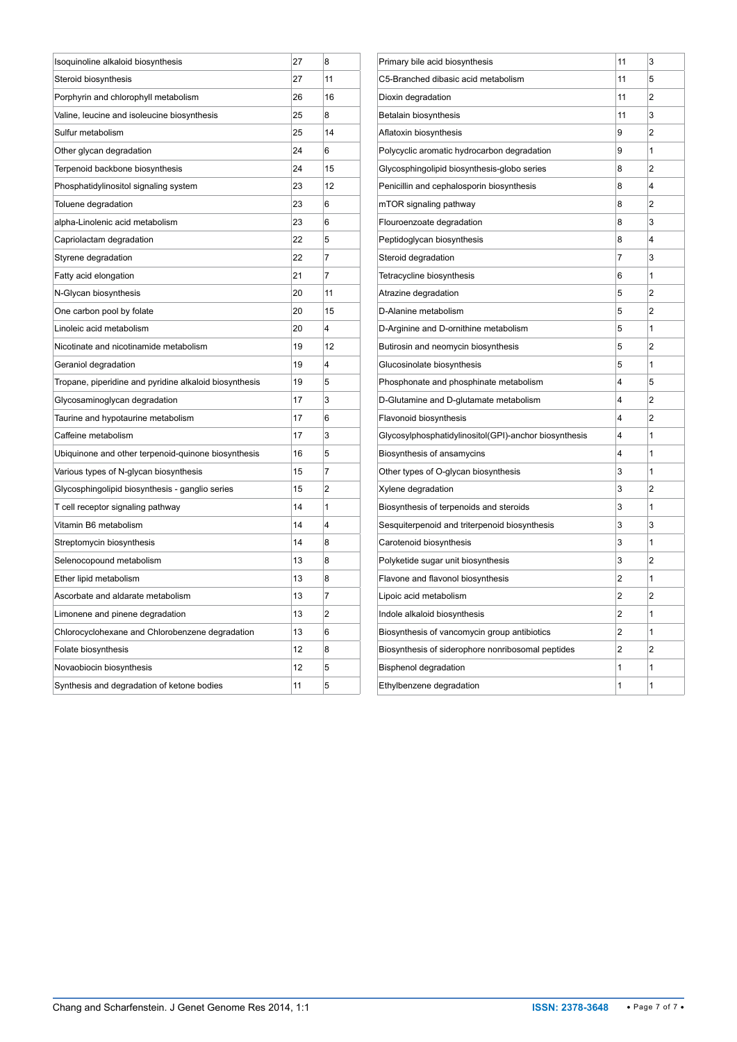| | | |
|---|---|---|
| Isoquinoline alkaloid biosynthesis | 27 | 8 |
| Steroid biosynthesis | 27 | 11 |
| Porphyrin and chlorophyll metabolism | 26 | 16 |
| Valine, leucine and isoleucine biosynthesis | 25 | 8 |
| Sulfur metabolism | 25 | 14 |
| Other glycan degradation | 24 | 6 |
| Terpenoid backbone biosynthesis | 24 | 15 |
| Phosphatidylinositol signaling system | 23 | 12 |
| Toluene degradation | 23 | 6 |
| alpha-Linolenic acid metabolism | 23 | 6 |
| Capriolactam degradation | 22 | 5 |
| Styrene degradation | 22 | 7 |
| Fatty acid elongation | 21 | 7 |
| N-Glycan biosynthesis | 20 | 11 |
| One carbon pool by folate | 20 | 15 |
| Linoleic acid metabolism | 20 | 4 |
| Nicotinate and nicotinamide metabolism | 19 | 12 |
| Geraniol degradation | 19 | 4 |
| Tropane, piperidine and pyridine alkaloid biosynthesis | 19 | 5 |
| Glycosaminoglycan degradation | 17 | 3 |
| Taurine and hypotaurine metabolism | 17 | 6 |
| Caffeine metabolism | 17 | 3 |
| Ubiquinone and other terpenoid-quinone biosynthesis | 16 | 5 |
| Various types of N-glycan biosynthesis | 15 | 7 |
| Glycosphingolipid biosynthesis - ganglio series | 15 | 2 |
| T cell receptor signaling pathway | 14 | 1 |
| Vitamin B6 metabolism | 14 | 4 |
| Streptomycin biosynthesis | 14 | 8 |
| Selenocopound metabolism | 13 | 8 |
| Ether lipid metabolism | 13 | 8 |
| Ascorbate and aldarate metabolism | 13 | 7 |
| Limonene and pinene degradation | 13 | 2 |
| Chlorocyclohexane and Chlorobenzene degradation | 13 | 6 |
| Folate biosynthesis | 12 | 8 |
| Novaobiocin biosynthesis | 12 | 5 |
| Synthesis and degradation of ketone bodies | 11 | 5 |
| Primary bile acid biosynthesis | 11 | 3 |
| C5-Branched dibasic acid metabolism | 11 | 5 |
| Dioxin degradation | 11 | 2 |
| Betalain biosynthesis | 11 | 3 |
| Aflatoxin biosynthesis | 9 | 2 |
| Polycyclic aromatic hydrocarbon degradation | 9 | 1 |
| Glycosphingolipid biosynthesis-globo series | 8 | 2 |
| Penicillin and cephalosporin biosynthesis | 8 | 4 |
| mTOR signaling pathway | 8 | 2 |
| Flouroenzoate degradation | 8 | 3 |
| Peptidoglycan biosynthesis | 8 | 4 |
| Steroid degradation | 7 | 3 |
| Tetracycline biosynthesis | 6 | 1 |
| Atrazine degradation | 5 | 2 |
| D-Alanine metabolism | 5 | 2 |
| D-Arginine and D-ornithine metabolism | 5 | 1 |
| Butirosin and neomycin biosynthesis | 5 | 2 |
| Glucosinolate biosynthesis | 5 | 1 |
| Phosphonate and phosphinate metabolism | 4 | 5 |
| D-Glutamine and D-glutamate metabolism | 4 | 2 |
| Flavonoid biosynthesis | 4 | 2 |
| Glycosylphosphatidylinositol(GPI)-anchor biosynthesis | 4 | 1 |
| Biosynthesis of ansamycins | 4 | 1 |
| Other types of O-glycan biosynthesis | 3 | 1 |
| Xylene degradation | 3 | 2 |
| Biosynthesis of terpenoids and steroids | 3 | 1 |
| Sesquiterpenoid and triterpenoid biosynthesis | 3 | 3 |
| Carotenoid biosynthesis | 3 | 1 |
| Polyketide sugar unit biosynthesis | 3 | 2 |
| Flavone and flavonol biosynthesis | 2 | 1 |
| Lipoic acid metabolism | 2 | 2 |
| Indole alkaloid biosynthesis | 2 | 1 |
| Biosynthesis of vancomycin group antibiotics | 2 | 1 |
| Biosynthesis of siderophore nonribosomal peptides | 2 | 2 |
| Bisphenol degradation | 1 | 1 |
| Ethylbenzene degradation | 1 | 1 |